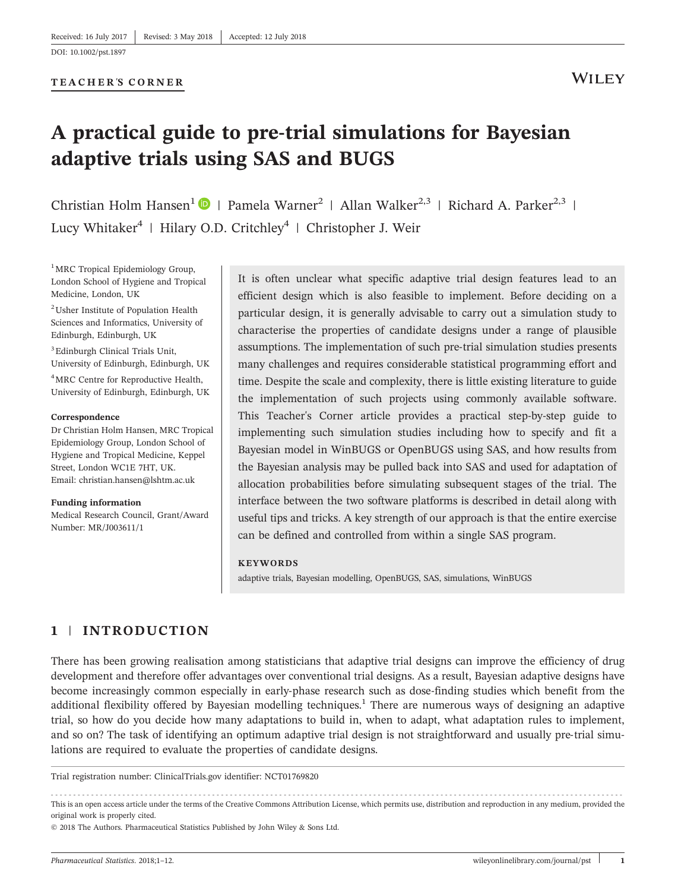Received: 16 July 2017 | Revised: 3 May 2018 | Accepted: 12 July 2018

DOI: 10.1002/pst.1897

**TEACHER'S CORNER**

# A practical guide to pre-trial simulations for Bayesian adaptive trials using SAS and BUGS

Christian Holm Hansen[1] | Pamela Warner[2] | Allan Walker[2,3] | Richard A. Parker[2,3] | Lucy Whitaker[4] | Hilary O.D. Critchley[4] | Christopher J. Weir

[1] MRC Tropical Epidemiology Group, London School of Hygiene and Tropical Medicine, London, UK

[2] Usher Institute of Population Health Sciences and Informatics, University of Edinburgh, Edinburgh, UK

[3] Edinburgh Clinical Trials Unit, University of Edinburgh, Edinburgh, UK

[4] MRC Centre for Reproductive Health, University of Edinburgh, Edinburgh, UK

**Correspondence**

Dr Christian Holm Hansen, MRC Tropical Epidemiology Group, London School of Hygiene and Tropical Medicine, Keppel Street, London WC1E 7HT, UK.
Email: christian.hansen@lshtm.ac.uk

**Funding information**

Medical Research Council, Grant/Award Number: MR/J003611/1

It is often unclear what specific adaptive trial design features lead to an efficient design which is also feasible to implement. Before deciding on a particular design, it is generally advisable to carry out a simulation study to characterise the properties of candidate designs under a range of plausible assumptions. The implementation of such pre-trial simulation studies presents many challenges and requires considerable statistical programming effort and time. Despite the scale and complexity, there is little existing literature to guide the implementation of such projects using commonly available software. This Teacher's Corner article provides a practical step-by-step guide to implementing such simulation studies including how to specify and fit a Bayesian model in WinBUGS or OpenBUGS using SAS, and how results from the Bayesian analysis may be pulled back into SAS and used for adaptation of allocation probabilities before simulating subsequent stages of the trial. The interface between the two software platforms is described in detail along with useful tips and tricks. A key strength of our approach is that the entire exercise can be defined and controlled from within a single SAS program.

**KEYWORDS**

adaptive trials, Bayesian modelling, OpenBUGS, SAS, simulations, WinBUGS

## 1 | INTRODUCTION

There has been growing realisation among statisticians that adaptive trial designs can improve the efficiency of drug development and therefore offer advantages over conventional trial designs. As a result, Bayesian adaptive designs have become increasingly common especially in early-phase research such as dose-finding studies which benefit from the additional flexibility offered by Bayesian modelling techniques.[1] There are numerous ways of designing an adaptive trial, so how do you decide how many adaptations to build in, when to adapt, what adaptation rules to implement, and so on? The task of identifying an optimum adaptive trial design is not straightforward and usually pre-trial simulations are required to evaluate the properties of candidate designs.

Trial registration number: ClinicalTrials.gov identifier: NCT01769820

This is an open access article under the terms of the Creative Commons Attribution License, which permits use, distribution and reproduction in any medium, provided the original work is properly cited.

© 2018 The Authors. Pharmaceutical Statistics Published by John Wiley & Sons Ltd.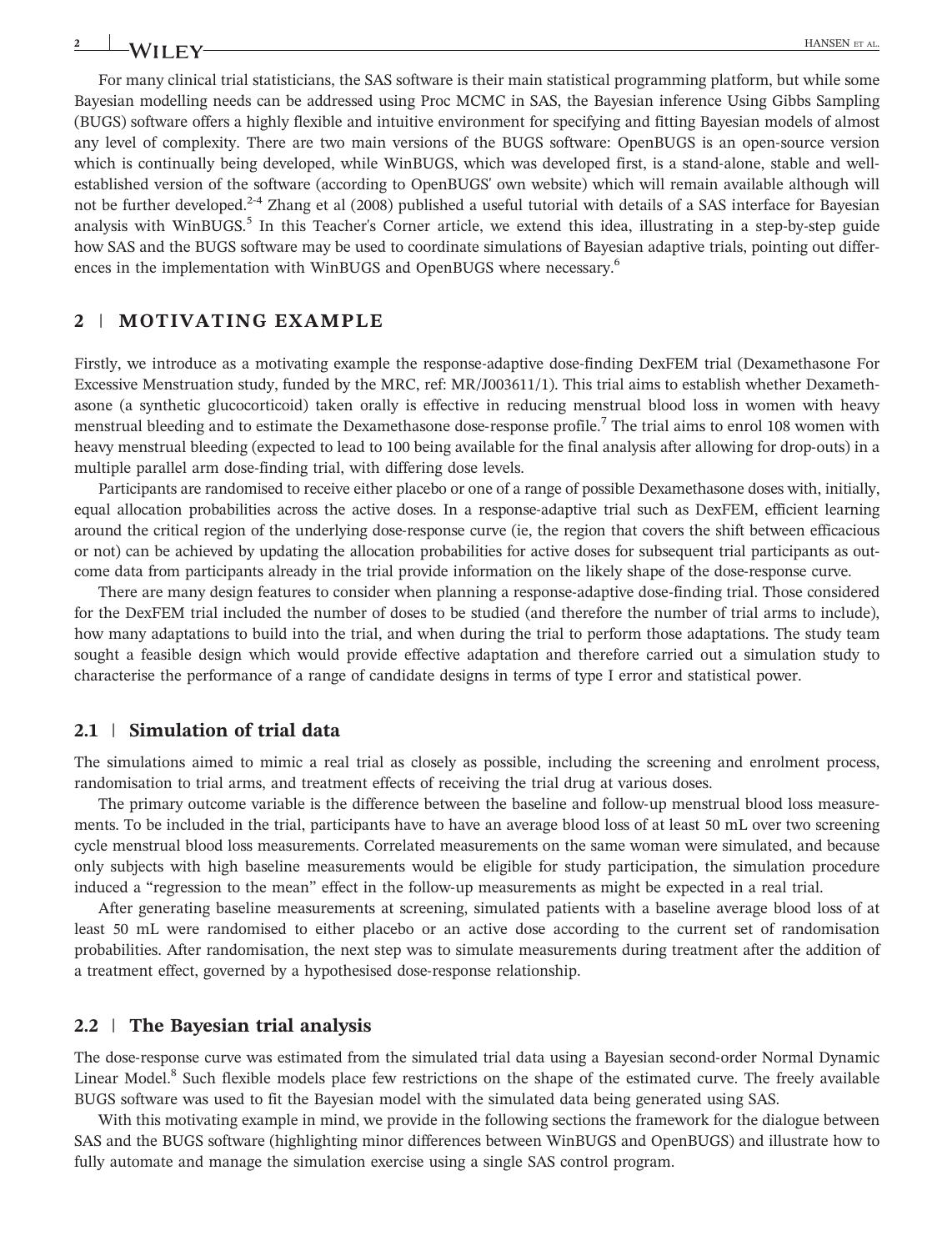For many clinical trial statisticians, the SAS software is their main statistical programming platform, but while some Bayesian modelling needs can be addressed using Proc MCMC in SAS, the Bayesian inference Using Gibbs Sampling (BUGS) software offers a highly flexible and intuitive environment for specifying and fitting Bayesian models of almost any level of complexity. There are two main versions of the BUGS software: OpenBUGS is an open-source version which is continually being developed, while WinBUGS, which was developed first, is a stand-alone, stable and well-established version of the software (according to OpenBUGS' own website) which will remain available although will not be further developed.[2-4] Zhang et al (2008) published a useful tutorial with details of a SAS interface for Bayesian analysis with WinBUGS.[5] In this Teacher's Corner article, we extend this idea, illustrating in a step-by-step guide how SAS and the BUGS software may be used to coordinate simulations of Bayesian adaptive trials, pointing out differences in the implementation with WinBUGS and OpenBUGS where necessary.[6]

## 2 | MOTIVATING EXAMPLE

Firstly, we introduce as a motivating example the response-adaptive dose-finding DexFEM trial (Dexamethasone For Excessive Menstruation study, funded by the MRC, ref: MR/J003611/1). This trial aims to establish whether Dexamethasone (a synthetic glucocorticoid) taken orally is effective in reducing menstrual blood loss in women with heavy menstrual bleeding and to estimate the Dexamethasone dose-response profile.[7] The trial aims to enrol 108 women with heavy menstrual bleeding (expected to lead to 100 being available for the final analysis after allowing for drop-outs) in a multiple parallel arm dose-finding trial, with differing dose levels.

Participants are randomised to receive either placebo or one of a range of possible Dexamethasone doses with, initially, equal allocation probabilities across the active doses. In a response-adaptive trial such as DexFEM, efficient learning around the critical region of the underlying dose-response curve (ie, the region that covers the shift between efficacious or not) can be achieved by updating the allocation probabilities for active doses for subsequent trial participants as outcome data from participants already in the trial provide information on the likely shape of the dose-response curve.

There are many design features to consider when planning a response-adaptive dose-finding trial. Those considered for the DexFEM trial included the number of doses to be studied (and therefore the number of trial arms to include), how many adaptations to build into the trial, and when during the trial to perform those adaptations. The study team sought a feasible design which would provide effective adaptation and therefore carried out a simulation study to characterise the performance of a range of candidate designs in terms of type I error and statistical power.

### 2.1 | Simulation of trial data

The simulations aimed to mimic a real trial as closely as possible, including the screening and enrolment process, randomisation to trial arms, and treatment effects of receiving the trial drug at various doses.

The primary outcome variable is the difference between the baseline and follow-up menstrual blood loss measurements. To be included in the trial, participants have to have an average blood loss of at least 50 mL over two screening cycle menstrual blood loss measurements. Correlated measurements on the same woman were simulated, and because only subjects with high baseline measurements would be eligible for study participation, the simulation procedure induced a "regression to the mean" effect in the follow-up measurements as might be expected in a real trial.

After generating baseline measurements at screening, simulated patients with a baseline average blood loss of at least 50 mL were randomised to either placebo or an active dose according to the current set of randomisation probabilities. After randomisation, the next step was to simulate measurements during treatment after the addition of a treatment effect, governed by a hypothesised dose-response relationship.

### 2.2 | The Bayesian trial analysis

The dose-response curve was estimated from the simulated trial data using a Bayesian second-order Normal Dynamic Linear Model.[8] Such flexible models place few restrictions on the shape of the estimated curve. The freely available BUGS software was used to fit the Bayesian model with the simulated data being generated using SAS.

With this motivating example in mind, we provide in the following sections the framework for the dialogue between SAS and the BUGS software (highlighting minor differences between WinBUGS and OpenBUGS) and illustrate how to fully automate and manage the simulation exercise using a single SAS control program.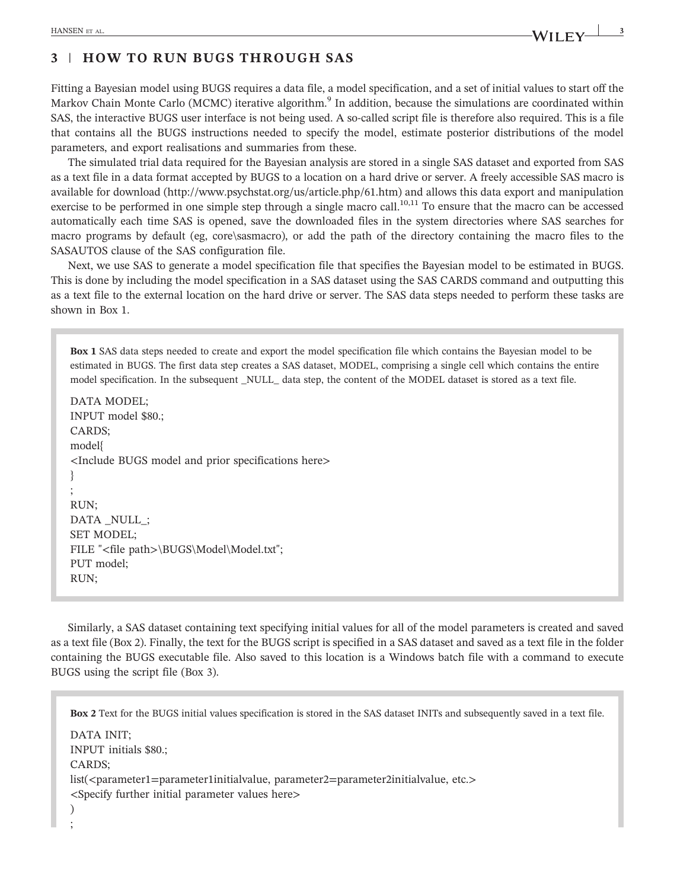## 3 | HOW TO RUN BUGS THROUGH SAS

Fitting a Bayesian model using BUGS requires a data file, a model specification, and a set of initial values to start off the Markov Chain Monte Carlo (MCMC) iterative algorithm.[9] In addition, because the simulations are coordinated within SAS, the interactive BUGS user interface is not being used. A so-called script file is therefore also required. This is a file that contains all the BUGS instructions needed to specify the model, estimate posterior distributions of the model parameters, and export realisations and summaries from these.

The simulated trial data required for the Bayesian analysis are stored in a single SAS dataset and exported from SAS as a text file in a data format accepted by BUGS to a location on a hard drive or server. A freely accessible SAS macro is available for download (http://www.psychstat.org/us/article.php/61.htm) and allows this data export and manipulation exercise to be performed in one simple step through a single macro call.[10,11] To ensure that the macro can be accessed automatically each time SAS is opened, save the downloaded files in the system directories where SAS searches for macro programs by default (eg, core\sasmacro), or add the path of the directory containing the macro files to the SASAUTOS clause of the SAS configuration file.

Next, we use SAS to generate a model specification file that specifies the Bayesian model to be estimated in BUGS. This is done by including the model specification in a SAS dataset using the SAS CARDS command and outputting this as a text file to the external location on the hard drive or server. The SAS data steps needed to perform these tasks are shown in Box 1.

**Box 1** SAS data steps needed to create and export the model specification file which contains the Bayesian model to be estimated in BUGS. The first data step creates a SAS dataset, MODEL, comprising a single cell which contains the entire model specification. In the subsequent _NULL_ data step, the content of the MODEL dataset is stored as a text file.

```
DATA MODEL;
INPUT model $80.;
CARDS;
model{
<Include BUGS model and prior specifications here>
}
;
RUN;
DATA _NULL_;
SET MODEL;
FILE "<file path>\BUGS\Model\Model.txt";
PUT model;
RUN;
```

Similarly, a SAS dataset containing text specifying initial values for all of the model parameters is created and saved as a text file (Box 2). Finally, the text for the BUGS script is specified in a SAS dataset and saved as a text file in the folder containing the BUGS executable file. Also saved to this location is a Windows batch file with a command to execute BUGS using the script file (Box 3).

**Box 2** Text for the BUGS initial values specification is stored in the SAS dataset INITs and subsequently saved in a text file.

```
DATA INIT;
INPUT initials $80.;
CARDS;
list(<parameter1=parameter1initialvalue, parameter2=parameter2initialvalue, etc.>
<Specify further initial parameter values here>
)
;
```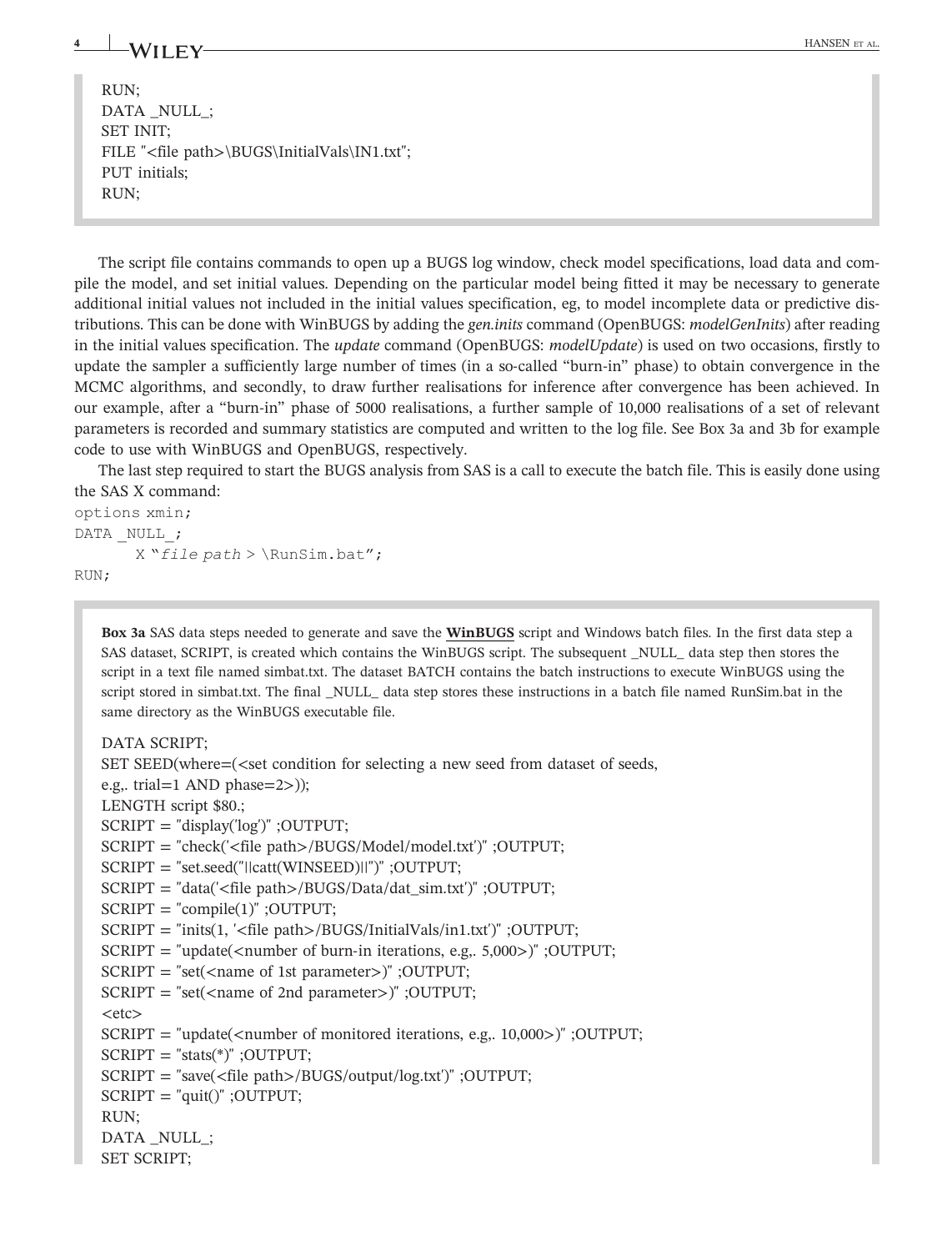```
RUN;
DATA _NULL_;
SET INIT;
FILE "<file path>\BUGS\InitialVals\IN1.txt";
PUT initials;
RUN;
```

The script file contains commands to open up a BUGS log window, check model specifications, load data and compile the model, and set initial values. Depending on the particular model being fitted it may be necessary to generate additional initial values not included in the initial values specification, eg, to model incomplete data or predictive distributions. This can be done with WinBUGS by adding the *gen.inits* command (OpenBUGS: *modelGenInits*) after reading in the initial values specification. The *update* command (OpenBUGS: *modelUpdate*) is used on two occasions, firstly to update the sampler a sufficiently large number of times (in a so-called "burn-in" phase) to obtain convergence in the MCMC algorithms, and secondly, to draw further realisations for inference after convergence has been achieved. In our example, after a "burn-in" phase of 5000 realisations, a further sample of 10,000 realisations of a set of relevant parameters is recorded and summary statistics are computed and written to the log file. See Box 3a and 3b for example code to use with WinBUGS and OpenBUGS, respectively.

The last step required to start the BUGS analysis from SAS is a call to execute the batch file. This is easily done using the SAS X command:

```
options xmin;
DATA _NULL_;
      X "file path > \RunSim.bat";
RUN;
```

**Box 3a** SAS data steps needed to generate and save the **WinBUGS** script and Windows batch files. In the first data step a SAS dataset, SCRIPT, is created which contains the WinBUGS script. The subsequent _NULL_ data step then stores the script in a text file named simbat.txt. The dataset BATCH contains the batch instructions to execute WinBUGS using the script stored in simbat.txt. The final _NULL_ data step stores these instructions in a batch file named RunSim.bat in the same directory as the WinBUGS executable file.

```
DATA SCRIPT;
SET SEED(where=(<set condition for selecting a new seed from dataset of seeds,
e.g,. trial=1 AND phase=2>));
LENGTH script $80.;
SCRIPT = "display('log')" ;OUTPUT;
SCRIPT = "check('<file path>/BUGS/Model/model.txt')" ;OUTPUT;
SCRIPT = "set.seed("||catt(WINSEED)||")" ;OUTPUT;
SCRIPT = "data('<file path>/BUGS/Data/dat_sim.txt')" ;OUTPUT;
SCRIPT = "compile(1)" ;OUTPUT;
SCRIPT = "inits(1, '<file path>/BUGS/InitialVals/in1.txt')" ;OUTPUT;
SCRIPT = "update(<number of burn-in iterations, e.g,. 5,000>)" ;OUTPUT;
SCRIPT = "set(<name of 1st parameter>)" ;OUTPUT;
SCRIPT = "set(<name of 2nd parameter>)" ;OUTPUT;
<etc>
SCRIPT = "update(<number of monitored iterations, e.g,. 10,000>)" ;OUTPUT;
SCRIPT = "stats(*)" ;OUTPUT;
SCRIPT = "save(<file path>/BUGS/output/log.txt')" ;OUTPUT;
SCRIPT = "quit()" ;OUTPUT;
RUN;
DATA _NULL_;
SET SCRIPT;
```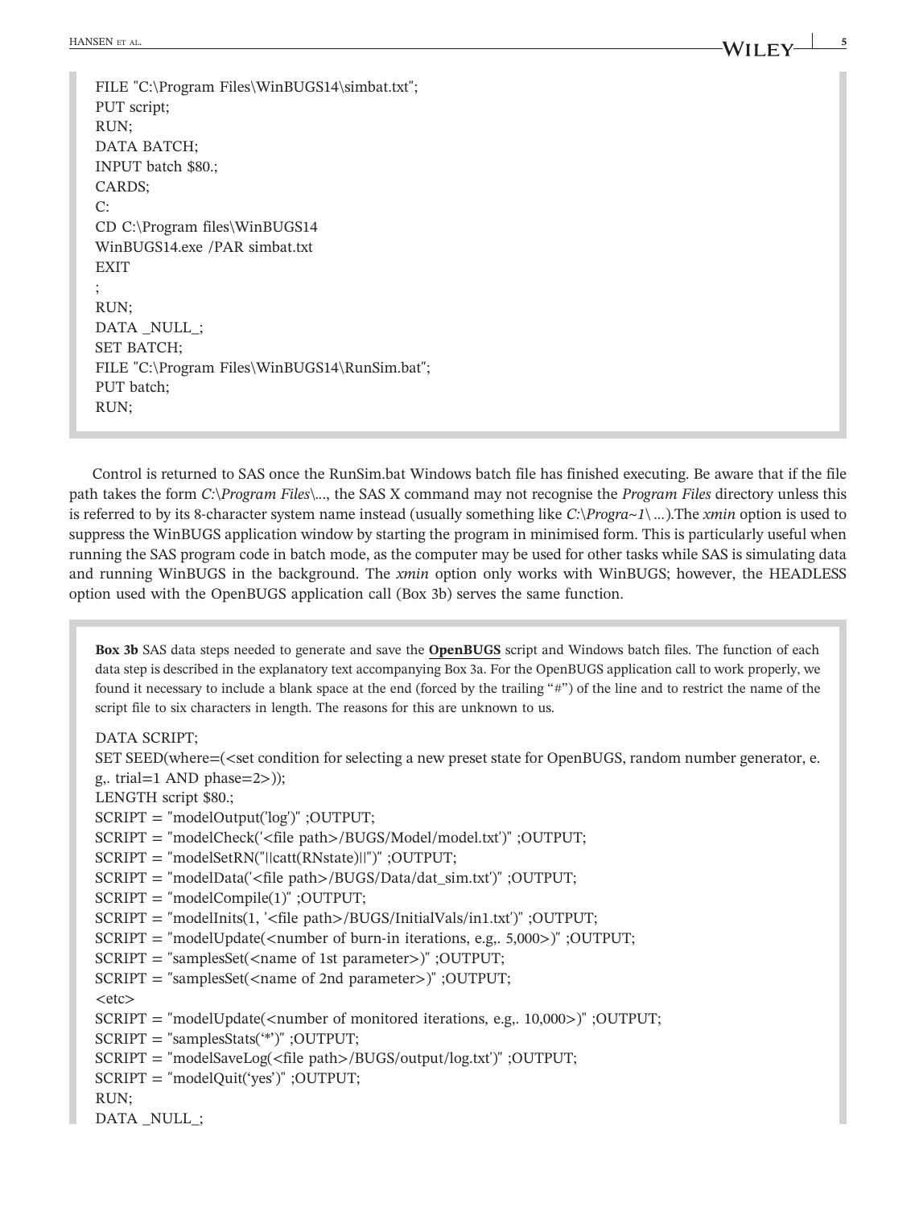```
FILE "C:\Program Files\WinBUGS14\simbat.txt";
PUT script;
RUN;
DATA BATCH;
INPUT batch $80.;
CARDS;
C:
CD C:\Program files\WinBUGS14
WinBUGS14.exe /PAR simbat.txt
EXIT
;
RUN;
DATA _NULL_;
SET BATCH;
FILE "C:\Program Files\WinBUGS14\RunSim.bat";
PUT batch;
RUN;
```

Control is returned to SAS once the RunSim.bat Windows batch file has finished executing. Be aware that if the file path takes the form *C:\Program Files\...*, the SAS X command may not recognise the *Program Files* directory unless this is referred to by its 8-character system name instead (usually something like *C:\Progra~1\ ...*).The *xmin* option is used to suppress the WinBUGS application window by starting the program in minimised form. This is particularly useful when running the SAS program code in batch mode, as the computer may be used for other tasks while SAS is simulating data and running WinBUGS in the background. The *xmin* option only works with WinBUGS; however, the HEADLESS option used with the OpenBUGS application call (Box 3b) serves the same function.

**Box 3b** SAS data steps needed to generate and save the **OpenBUGS** script and Windows batch files. The function of each data step is described in the explanatory text accompanying Box 3a. For the OpenBUGS application call to work properly, we found it necessary to include a blank space at the end (forced by the trailing "#") of the line and to restrict the name of the script file to six characters in length. The reasons for this are unknown to us.

```
DATA SCRIPT;
SET SEED(where=(<set condition for selecting a new preset state for OpenBUGS, random number generator, e.g,. trial=1 AND phase=2>));
LENGTH script $80.;
SCRIPT = "modelOutput('log')" ;OUTPUT;
SCRIPT = "modelCheck('<file path>/BUGS/Model/model.txt')" ;OUTPUT;
SCRIPT = "modelSetRN("||catt(RNstate)||")" ;OUTPUT;
SCRIPT = "modelData('<file path>/BUGS/Data/dat_sim.txt')" ;OUTPUT;
SCRIPT = "modelCompile(1)" ;OUTPUT;
SCRIPT = "modelInits(1, '<file path>/BUGS/InitialVals/in1.txt')" ;OUTPUT;
SCRIPT = "modelUpdate(<number of burn-in iterations, e.g,. 5,000>)" ;OUTPUT;
SCRIPT = "samplesSet(<name of 1st parameter>)" ;OUTPUT;
SCRIPT = "samplesSet(<name of 2nd parameter>)" ;OUTPUT;
<etc>
SCRIPT = "modelUpdate(<number of monitored iterations, e.g,. 10,000>)" ;OUTPUT;
SCRIPT = "samplesStats('*')" ;OUTPUT;
SCRIPT = "modelSaveLog(<file path>/BUGS/output/log.txt')" ;OUTPUT;
SCRIPT = "modelQuit('yes')" ;OUTPUT;
RUN;
DATA _NULL_;
```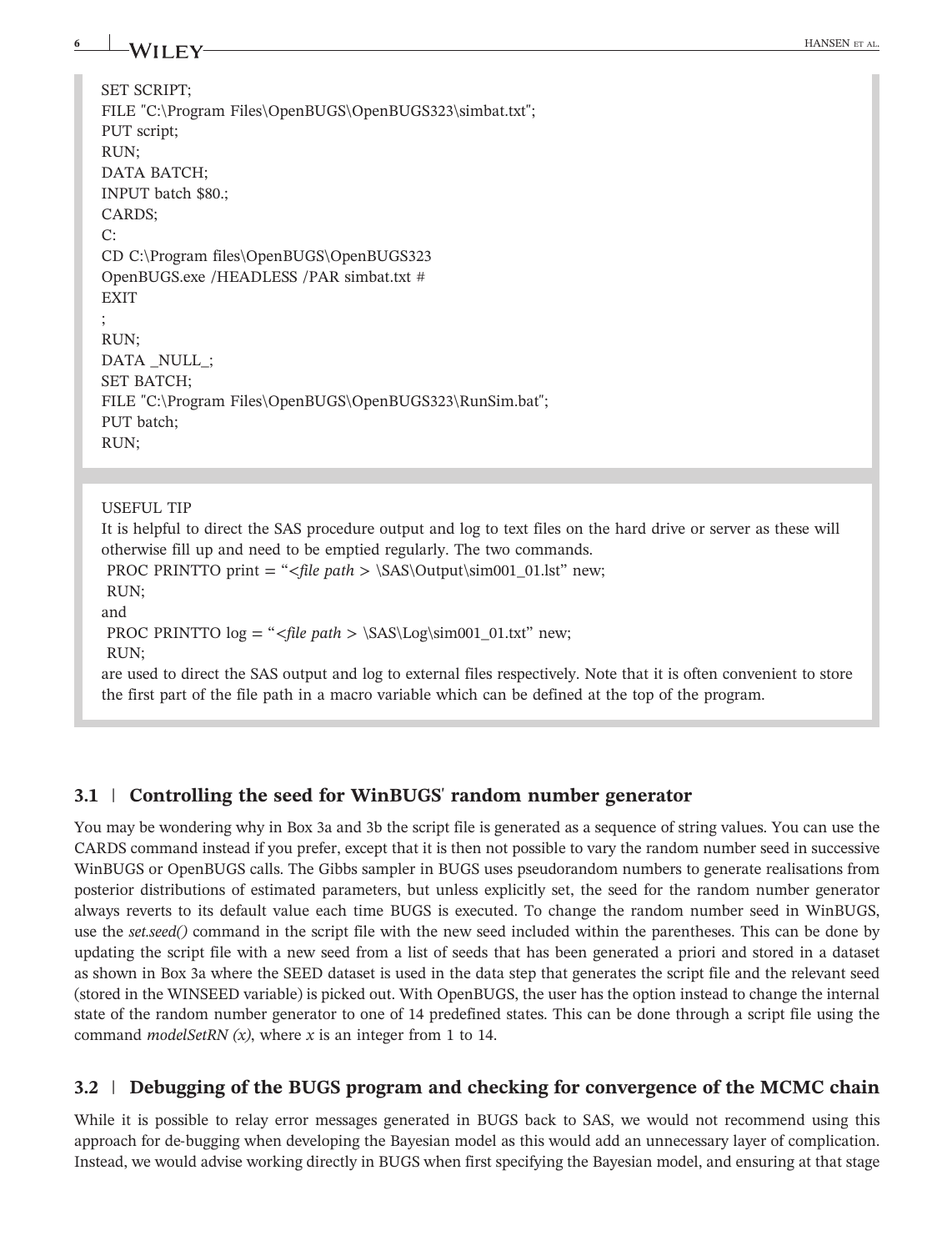```
SET SCRIPT;
FILE "C:\Program Files\OpenBUGS\OpenBUGS323\simbat.txt";
PUT script;
RUN;
DATA BATCH;
INPUT batch $80.;
CARDS;
C:
CD C:\Program files\OpenBUGS\OpenBUGS323
OpenBUGS.exe /HEADLESS /PAR simbat.txt #
EXIT
;
RUN;
DATA _NULL_;
SET BATCH;
FILE "C:\Program Files\OpenBUGS\OpenBUGS323\RunSim.bat";
PUT batch;
RUN;
```

USEFUL TIP

It is helpful to direct the SAS procedure output and log to text files on the hard drive or server as these will otherwise fill up and need to be emptied regularly. The two commands.

```
PROC PRINTTO print = "<file path > \SAS\Output\sim001_01.lst" new;
RUN;
```

and

```
PROC PRINTTO log = "<file path > \SAS\Log\sim001_01.txt" new;
RUN;
```

are used to direct the SAS output and log to external files respectively. Note that it is often convenient to store the first part of the file path in a macro variable which can be defined at the top of the program.

### 3.1 | Controlling the seed for WinBUGS' random number generator

You may be wondering why in Box 3a and 3b the script file is generated as a sequence of string values. You can use the CARDS command instead if you prefer, except that it is then not possible to vary the random number seed in successive WinBUGS or OpenBUGS calls. The Gibbs sampler in BUGS uses pseudorandom numbers to generate realisations from posterior distributions of estimated parameters, but unless explicitly set, the seed for the random number generator always reverts to its default value each time BUGS is executed. To change the random number seed in WinBUGS, use the *set.seed()* command in the script file with the new seed included within the parentheses. This can be done by updating the script file with a new seed from a list of seeds that has been generated a priori and stored in a dataset as shown in Box 3a where the SEED dataset is used in the data step that generates the script file and the relevant seed (stored in the WINSEED variable) is picked out. With OpenBUGS, the user has the option instead to change the internal state of the random number generator to one of 14 predefined states. This can be done through a script file using the command *modelSetRN (x)*, where *x* is an integer from 1 to 14.

### 3.2 | Debugging of the BUGS program and checking for convergence of the MCMC chain

While it is possible to relay error messages generated in BUGS back to SAS, we would not recommend using this approach for de-bugging when developing the Bayesian model as this would add an unnecessary layer of complication. Instead, we would advise working directly in BUGS when first specifying the Bayesian model, and ensuring at that stage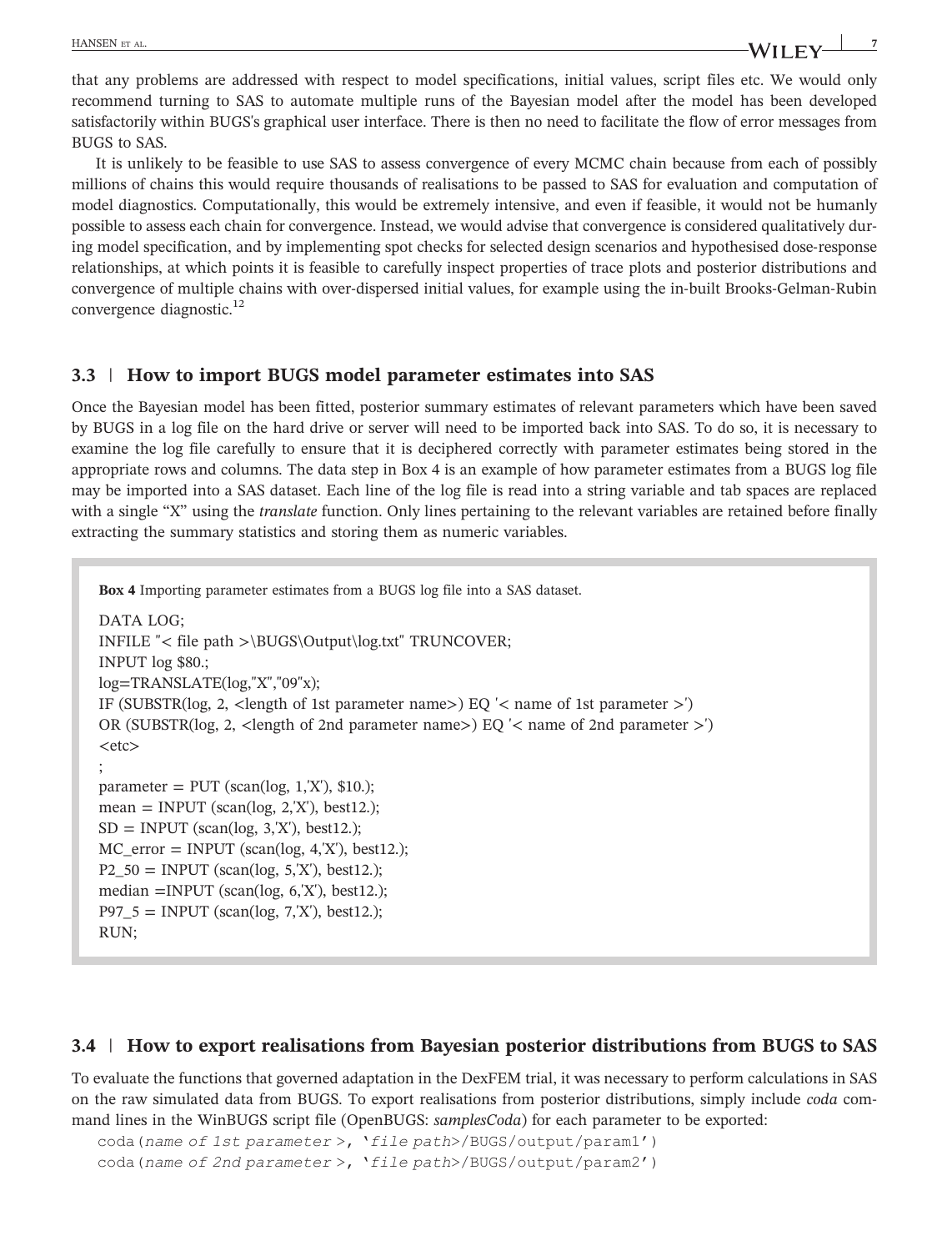that any problems are addressed with respect to model specifications, initial values, script files etc. We would only recommend turning to SAS to automate multiple runs of the Bayesian model after the model has been developed satisfactorily within BUGS's graphical user interface. There is then no need to facilitate the flow of error messages from BUGS to SAS.

It is unlikely to be feasible to use SAS to assess convergence of every MCMC chain because from each of possibly millions of chains this would require thousands of realisations to be passed to SAS for evaluation and computation of model diagnostics. Computationally, this would be extremely intensive, and even if feasible, it would not be humanly possible to assess each chain for convergence. Instead, we would advise that convergence is considered qualitatively during model specification, and by implementing spot checks for selected design scenarios and hypothesised dose-response relationships, at which points it is feasible to carefully inspect properties of trace plots and posterior distributions and convergence of multiple chains with over-dispersed initial values, for example using the in-built Brooks-Gelman-Rubin convergence diagnostic.[12]

### 3.3 | How to import BUGS model parameter estimates into SAS

Once the Bayesian model has been fitted, posterior summary estimates of relevant parameters which have been saved by BUGS in a log file on the hard drive or server will need to be imported back into SAS. To do so, it is necessary to examine the log file carefully to ensure that it is deciphered correctly with parameter estimates being stored in the appropriate rows and columns. The data step in Box 4 is an example of how parameter estimates from a BUGS log file may be imported into a SAS dataset. Each line of the log file is read into a string variable and tab spaces are replaced with a single "X" using the *translate* function. Only lines pertaining to the relevant variables are retained before finally extracting the summary statistics and storing them as numeric variables.

**Box 4** Importing parameter estimates from a BUGS log file into a SAS dataset.

```
DATA LOG;
INFILE "< file path >\BUGS\Output\log.txt" TRUNCOVER;
INPUT log $80.;
log=TRANSLATE(log,"X","09"x);
IF (SUBSTR(log, 2, <length of 1st parameter name>) EQ '< name of 1st parameter >')
OR (SUBSTR(log, 2, <length of 2nd parameter name>) EQ '< name of 2nd parameter >')
<etc>
;
parameter = PUT (scan(log, 1,'X'), $10.);
mean = INPUT (scan(log, 2,'X'), best12.);
SD = INPUT (scan(log, 3,'X'), best12.);
MC_error = INPUT (scan(log, 4,'X'), best12.);
P2_50 = INPUT (scan(log, 5,'X'), best12.);
median =INPUT (scan(log, 6,'X'), best12.);
P97_5 = INPUT (scan(log, 7,'X'), best12.);
RUN;
```

### 3.4 | How to export realisations from Bayesian posterior distributions from BUGS to SAS

To evaluate the functions that governed adaptation in the DexFEM trial, it was necessary to perform calculations in SAS on the raw simulated data from BUGS. To export realisations from posterior distributions, simply include *coda* command lines in the WinBUGS script file (OpenBUGS: *samplesCoda*) for each parameter to be exported:

```
coda(name of 1st parameter >, 'file path>/BUGS/output/param1')
coda(name of 2nd parameter >, 'file path>/BUGS/output/param2')
```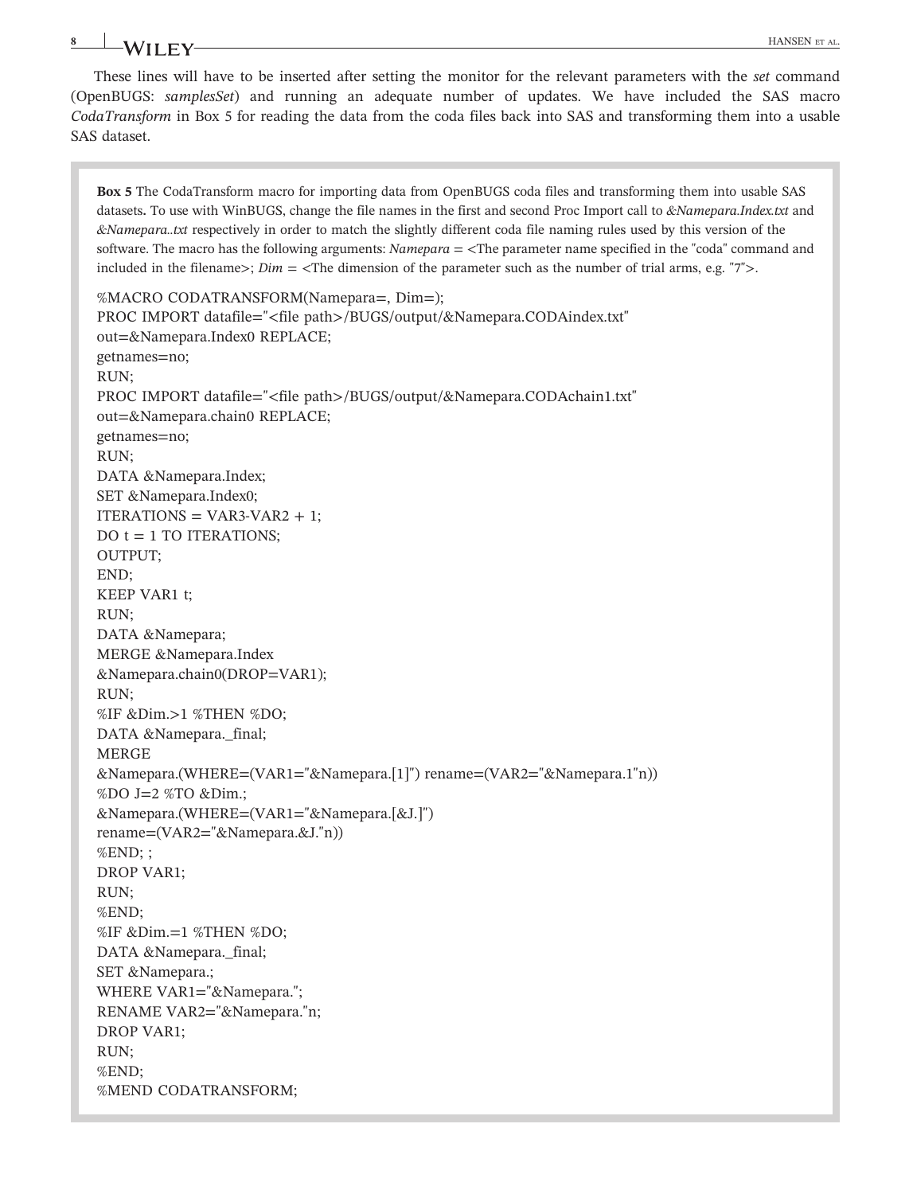These lines will have to be inserted after setting the monitor for the relevant parameters with the *set* command (OpenBUGS: *samplesSet*) and running an adequate number of updates. We have included the SAS macro *CodaTransform* in Box 5 for reading the data from the coda files back into SAS and transforming them into a usable SAS dataset.

**Box 5** The CodaTransform macro for importing data from OpenBUGS coda files and transforming them into usable SAS datasets**.** To use with WinBUGS, change the file names in the first and second Proc Import call to *&Namepara.Index.txt* and *&Namepara..txt* respectively in order to match the slightly different coda file naming rules used by this version of the software. The macro has the following arguments: *Namepara* = <The parameter name specified in the "coda" command and included in the filename>; *Dim* = <The dimension of the parameter such as the number of trial arms, e.g. "7">.

```
%MACRO CODATRANSFORM(Namepara=, Dim=);
PROC IMPORT datafile="<file path>/BUGS/output/&Namepara.CODAindex.txt"
out=&Namepara.Index0 REPLACE;
getnames=no;
RUN;
PROC IMPORT datafile="<file path>/BUGS/output/&Namepara.CODAchain1.txt"
out=&Namepara.chain0 REPLACE;
getnames=no;
RUN;
DATA &Namepara.Index;
SET &Namepara.Index0;
ITERATIONS = VAR3-VAR2 + 1;
DO t = 1 TO ITERATIONS;
OUTPUT;
END;
KEEP VAR1 t;
RUN;
DATA &Namepara;
MERGE &Namepara.Index
&Namepara.chain0(DROP=VAR1);
RUN;
%IF &Dim.>1 %THEN %DO;
DATA &Namepara._final;
MERGE
&Namepara.(WHERE=(VAR1="&Namepara.[1]") rename=(VAR2="&Namepara.1"n))
%DO J=2 %TO &Dim.;
&Namepara.(WHERE=(VAR1="&Namepara.[&J.]")
rename=(VAR2="&Namepara.&J."n))
%END; ;
DROP VAR1;
RUN;
%END;
%IF &Dim.=1 %THEN %DO;
DATA &Namepara._final;
SET &Namepara.;
WHERE VAR1="&Namepara.";
RENAME VAR2="&Namepara."n;
DROP VAR1;
RUN;
%END;
%MEND CODATRANSFORM;
```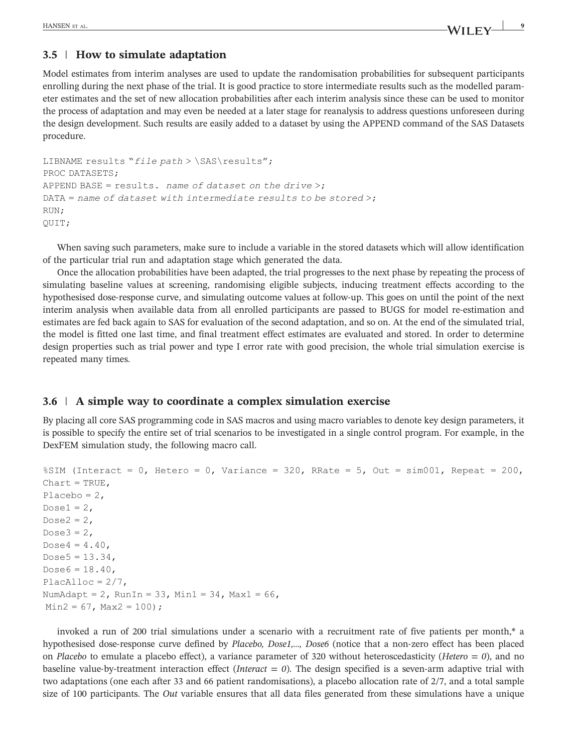### 3.5 | How to simulate adaptation

Model estimates from interim analyses are used to update the randomisation probabilities for subsequent participants enrolling during the next phase of the trial. It is good practice to store intermediate results such as the modelled parameter estimates and the set of new allocation probabilities after each interim analysis since these can be used to monitor the process of adaptation and may even be needed at a later stage for reanalysis to address questions unforeseen during the design development. Such results are easily added to a dataset by using the APPEND command of the SAS Datasets procedure.

```
LIBNAME results “file path > \SAS\results”;
PROC DATASETS;
APPEND BASE = results. name of dataset on the drive >;
DATA = name of dataset with intermediate results to be stored >;
RUN;
QUIT;
```

When saving such parameters, make sure to include a variable in the stored datasets which will allow identification of the particular trial run and adaptation stage which generated the data.

Once the allocation probabilities have been adapted, the trial progresses to the next phase by repeating the process of simulating baseline values at screening, randomising eligible subjects, inducing treatment effects according to the hypothesised dose-response curve, and simulating outcome values at follow-up. This goes on until the point of the next interim analysis when available data from all enrolled participants are passed to BUGS for model re-estimation and estimates are fed back again to SAS for evaluation of the second adaptation, and so on. At the end of the simulated trial, the model is fitted one last time, and final treatment effect estimates are evaluated and stored. In order to determine design properties such as trial power and type I error rate with good precision, the whole trial simulation exercise is repeated many times.

### 3.6 | A simple way to coordinate a complex simulation exercise

By placing all core SAS programming code in SAS macros and using macro variables to denote key design parameters, it is possible to specify the entire set of trial scenarios to be investigated in a single control program. For example, in the DexFEM simulation study, the following macro call.

```
%SIM (Interact = 0, Hetero = 0, Variance = 320, RRate = 5, Out = sim001, Repeat = 200,
Chart = TRUE,
Placebo = 2,
Dose1 = 2,
Dose2 = 2,
Dose3 = 2,
Dose4 = 4.40,
Dose5 = 13.34,
Dose6 = 18.40,
PlacAlloc = 2/7,
NumAdapt = 2, RunIn = 33, Min1 = 34, Max1 = 66,
 Min2 = 67, Max2 = 100);
```

invoked a run of 200 trial simulations under a scenario with a recruitment rate of five patients per month,* a hypothesised dose-response curve defined by *Placebo, Dose1,..., Dose6* (notice that a non-zero effect has been placed on *Placebo* to emulate a placebo effect), a variance parameter of 320 without heteroscedasticity (*Hetero = 0*), and no baseline value-by-treatment interaction effect (*Interact = 0*). The design specified is a seven-arm adaptive trial with two adaptations (one each after 33 and 66 patient randomisations), a placebo allocation rate of 2/7, and a total sample size of 100 participants. The *Out* variable ensures that all data files generated from these simulations have a unique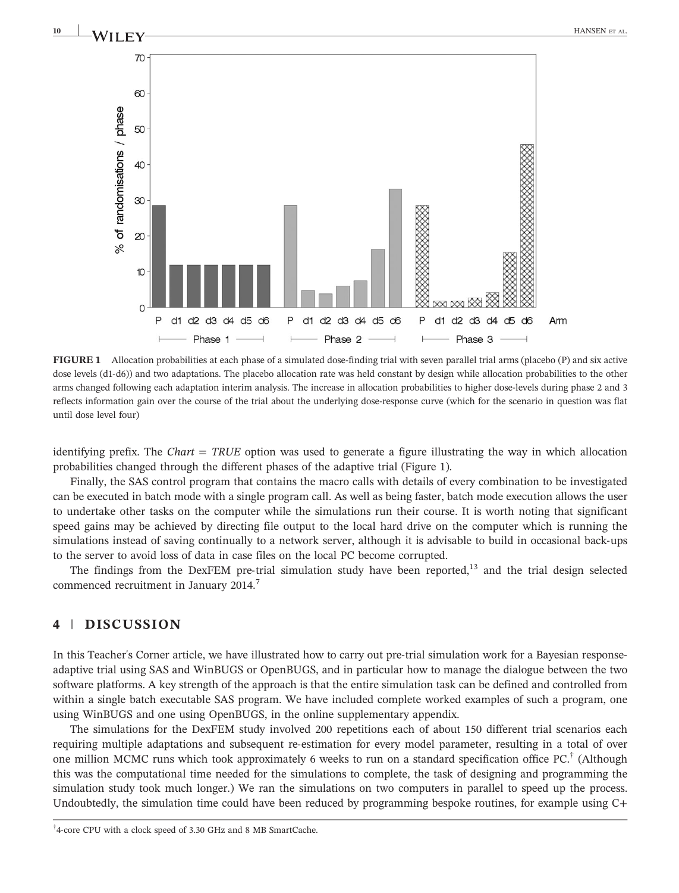**FIGURE 1** Allocation probabilities at each phase of a simulated dose-finding trial with seven parallel trial arms (placebo (P) and six active dose levels (d1-d6)) and two adaptations. The placebo allocation rate was held constant by design while allocation probabilities to the other arms changed following each adaptation interim analysis. The increase in allocation probabilities to higher dose-levels during phase 2 and 3 reflects information gain over the course of the trial about the underlying dose-response curve (which for the scenario in question was flat until dose level four)

identifying prefix. The *Chart = TRUE* option was used to generate a figure illustrating the way in which allocation probabilities changed through the different phases of the adaptive trial (Figure 1).

Finally, the SAS control program that contains the macro calls with details of every combination to be investigated can be executed in batch mode with a single program call. As well as being faster, batch mode execution allows the user to undertake other tasks on the computer while the simulations run their course. It is worth noting that significant speed gains may be achieved by directing file output to the local hard drive on the computer which is running the simulations instead of saving continually to a network server, although it is advisable to build in occasional back-ups to the server to avoid loss of data in case files on the local PC become corrupted.

The findings from the DexFEM pre-trial simulation study have been reported,[13] and the trial design selected commenced recruitment in January 2014.[7]

## 4 | DISCUSSION

In this Teacher's Corner article, we have illustrated how to carry out pre-trial simulation work for a Bayesian response-adaptive trial using SAS and WinBUGS or OpenBUGS, and in particular how to manage the dialogue between the two software platforms. A key strength of the approach is that the entire simulation task can be defined and controlled from within a single batch executable SAS program. We have included complete worked examples of such a program, one using WinBUGS and one using OpenBUGS, in the online supplementary appendix.

The simulations for the DexFEM study involved 200 repetitions each of about 150 different trial scenarios each requiring multiple adaptations and subsequent re-estimation for every model parameter, resulting in a total of over one million MCMC runs which took approximately 6 weeks to run on a standard specification office PC.[†] (Although this was the computational time needed for the simulations to complete, the task of designing and programming the simulation study took much longer.) We ran the simulations on two computers in parallel to speed up the process. Undoubtedly, the simulation time could have been reduced by programming bespoke routines, for example using C+

[†]4-core CPU with a clock speed of 3.30 GHz and 8 MB SmartCache.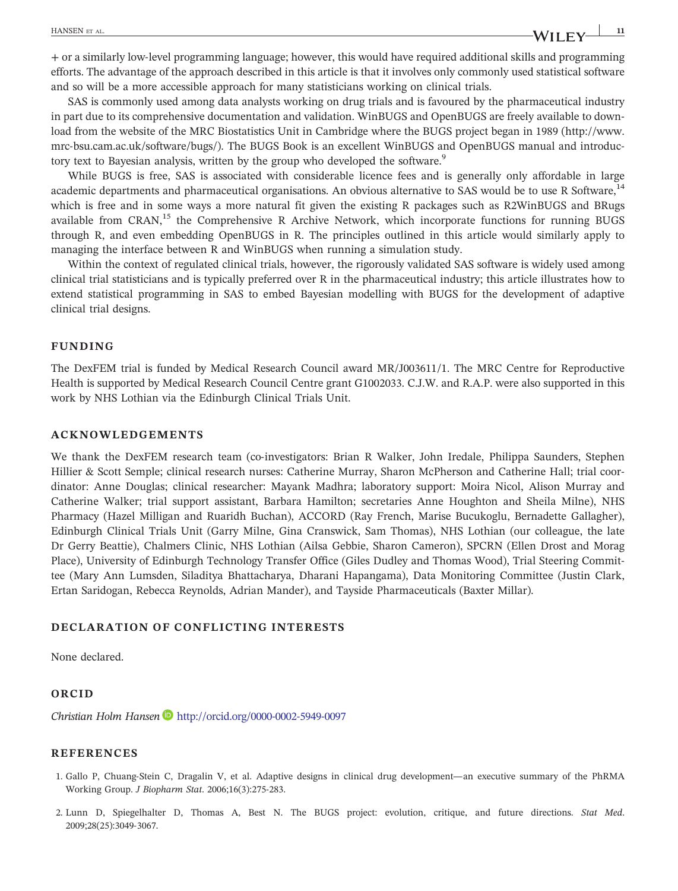+ or a similarly low-level programming language; however, this would have required additional skills and programming efforts. The advantage of the approach described in this article is that it involves only commonly used statistical software and so will be a more accessible approach for many statisticians working on clinical trials.

SAS is commonly used among data analysts working on drug trials and is favoured by the pharmaceutical industry in part due to its comprehensive documentation and validation. WinBUGS and OpenBUGS are freely available to download from the website of the MRC Biostatistics Unit in Cambridge where the BUGS project began in 1989 (http://www.mrc-bsu.cam.ac.uk/software/bugs/). The BUGS Book is an excellent WinBUGS and OpenBUGS manual and introductory text to Bayesian analysis, written by the group who developed the software.[9]

While BUGS is free, SAS is associated with considerable licence fees and is generally only affordable in large academic departments and pharmaceutical organisations. An obvious alternative to SAS would be to use R Software,[14] which is free and in some ways a more natural fit given the existing R packages such as R2WinBUGS and BRugs available from CRAN,[15] the Comprehensive R Archive Network, which incorporate functions for running BUGS through R, and even embedding OpenBUGS in R. The principles outlined in this article would similarly apply to managing the interface between R and WinBUGS when running a simulation study.

Within the context of regulated clinical trials, however, the rigorously validated SAS software is widely used among clinical trial statisticians and is typically preferred over R in the pharmaceutical industry; this article illustrates how to extend statistical programming in SAS to embed Bayesian modelling with BUGS for the development of adaptive clinical trial designs.

## FUNDING

The DexFEM trial is funded by Medical Research Council award MR/J003611/1. The MRC Centre for Reproductive Health is supported by Medical Research Council Centre grant G1002033. C.J.W. and R.A.P. were also supported in this work by NHS Lothian via the Edinburgh Clinical Trials Unit.

## ACKNOWLEDGEMENTS

We thank the DexFEM research team (co-investigators: Brian R Walker, John Iredale, Philippa Saunders, Stephen Hillier & Scott Semple; clinical research nurses: Catherine Murray, Sharon McPherson and Catherine Hall; trial coordinator: Anne Douglas; clinical researcher: Mayank Madhra; laboratory support: Moira Nicol, Alison Murray and Catherine Walker; trial support assistant, Barbara Hamilton; secretaries Anne Houghton and Sheila Milne), NHS Pharmacy (Hazel Milligan and Ruaridh Buchan), ACCORD (Ray French, Marise Bucukoglu, Bernadette Gallagher), Edinburgh Clinical Trials Unit (Garry Milne, Gina Cranswick, Sam Thomas), NHS Lothian (our colleague, the late Dr Gerry Beattie), Chalmers Clinic, NHS Lothian (Ailsa Gebbie, Sharon Cameron), SPCRN (Ellen Drost and Morag Place), University of Edinburgh Technology Transfer Office (Giles Dudley and Thomas Wood), Trial Steering Committee (Mary Ann Lumsden, Siladitya Bhattacharya, Dharani Hapangama), Data Monitoring Committee (Justin Clark, Ertan Saridogan, Rebecca Reynolds, Adrian Mander), and Tayside Pharmaceuticals (Baxter Millar).

## DECLARATION OF CONFLICTING INTERESTS

None declared.

## ORCID

*Christian Holm Hansen* http://orcid.org/0000-0002-5949-0097

## REFERENCES

1. Gallo P, Chuang-Stein C, Dragalin V, et al. Adaptive designs in clinical drug development—an executive summary of the PhRMA Working Group. *J Biopharm Stat*. 2006;16(3):275-283.
2. Lunn D, Spiegelhalter D, Thomas A, Best N. The BUGS project: evolution, critique, and future directions. *Stat Med*. 2009;28(25):3049-3067.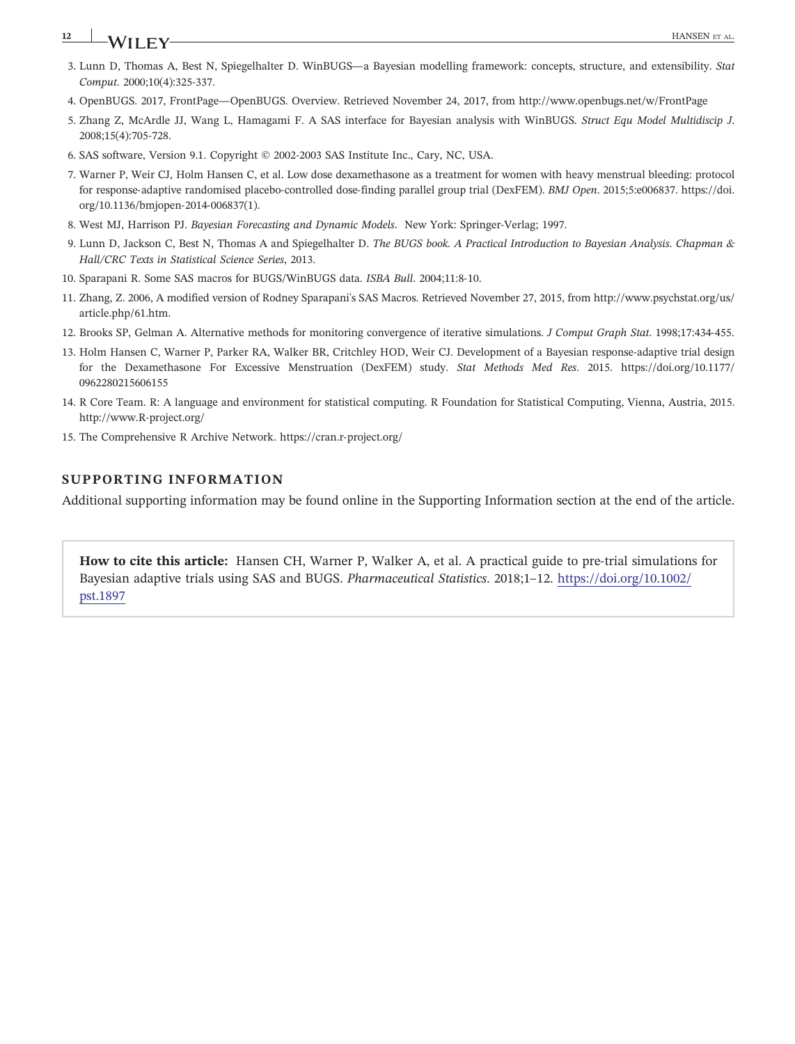3. Lunn D, Thomas A, Best N, Spiegelhalter D. WinBUGS—a Bayesian modelling framework: concepts, structure, and extensibility. *Stat Comput*. 2000;10(4):325-337.
4. OpenBUGS. 2017, FrontPage—OpenBUGS. Overview. Retrieved November 24, 2017, from http://www.openbugs.net/w/FrontPage
5. Zhang Z, McArdle JJ, Wang L, Hamagami F. A SAS interface for Bayesian analysis with WinBUGS. *Struct Equ Model Multidiscip J*. 2008;15(4):705-728.
6. SAS software, Version 9.1. Copyright © 2002-2003 SAS Institute Inc., Cary, NC, USA.
7. Warner P, Weir CJ, Holm Hansen C, et al. Low dose dexamethasone as a treatment for women with heavy menstrual bleeding: protocol for response-adaptive randomised placebo-controlled dose-finding parallel group trial (DexFEM). *BMJ Open*. 2015;5:e006837. https://doi.org/10.1136/bmjopen-2014-006837(1).
8. West MJ, Harrison PJ. *Bayesian Forecasting and Dynamic Models*. New York: Springer-Verlag; 1997.
9. Lunn D, Jackson C, Best N, Thomas A and Spiegelhalter D. *The BUGS book. A Practical Introduction to Bayesian Analysis. Chapman & Hall/CRC Texts in Statistical Science Series*, 2013.
10. Sparapani R. Some SAS macros for BUGS/WinBUGS data. *ISBA Bull*. 2004;11:8-10.
11. Zhang, Z. 2006, A modified version of Rodney Sparapani's SAS Macros. Retrieved November 27, 2015, from http://www.psychstat.org/us/article.php/61.htm.
12. Brooks SP, Gelman A. Alternative methods for monitoring convergence of iterative simulations. *J Comput Graph Stat*. 1998;17:434-455.
13. Holm Hansen C, Warner P, Parker RA, Walker BR, Critchley HOD, Weir CJ. Development of a Bayesian response-adaptive trial design for the Dexamethasone For Excessive Menstruation (DexFEM) study. *Stat Methods Med Res*. 2015. https://doi.org/10.1177/0962280215606155
14. R Core Team. R: A language and environment for statistical computing. R Foundation for Statistical Computing, Vienna, Austria, 2015. http://www.R-project.org/
15. The Comprehensive R Archive Network. https://cran.r-project.org/

## SUPPORTING INFORMATION

Additional supporting information may be found online in the Supporting Information section at the end of the article.

**How to cite this article:** Hansen CH, Warner P, Walker A, et al. A practical guide to pre-trial simulations for Bayesian adaptive trials using SAS and BUGS. *Pharmaceutical Statistics*. 2018;1–12. https://doi.org/10.1002/pst.1897